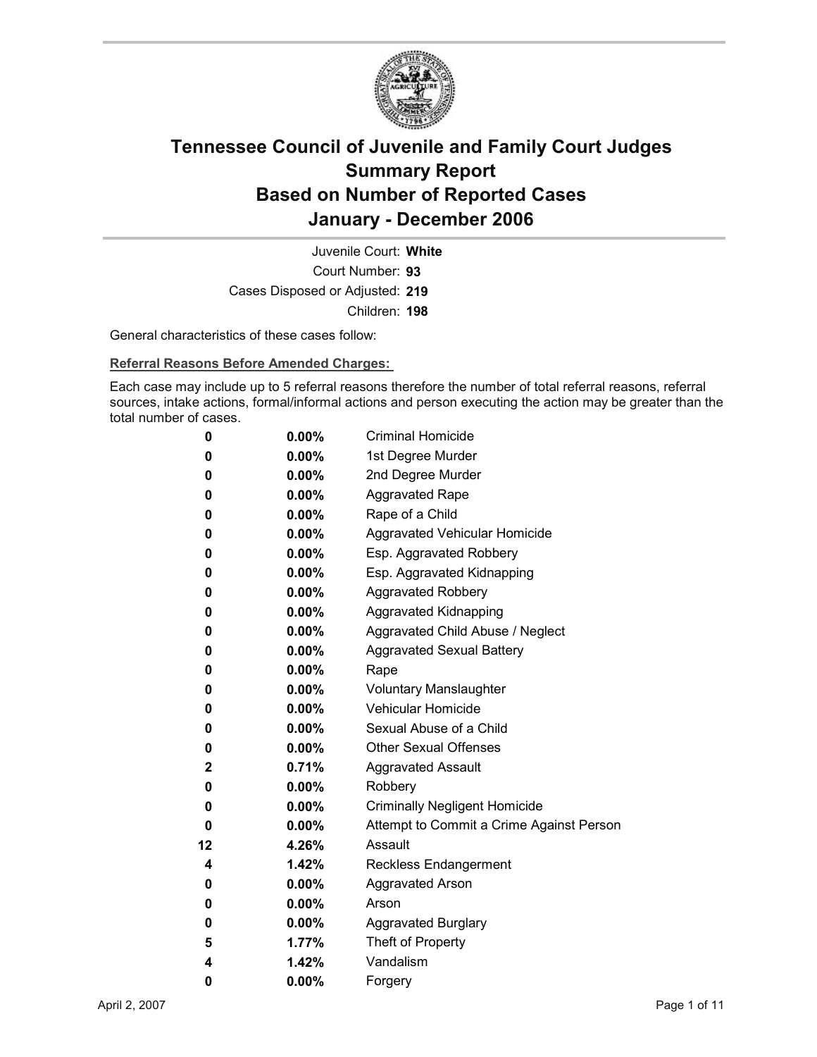# Tennessee Council of Juvenile and Family Court Judges
# Summary Report
# Based on Number of Reported Cases
# January - December 2006

Juvenile Court: **White**
Court Number: **93**
Cases Disposed or Adjusted: **219**
Children: **198**

General characteristics of these cases follow:

**Referral Reasons Before Amended Charges:**

Each case may include up to 5 referral reasons therefore the number of total referral reasons, referral sources, intake actions, formal/informal actions and person executing the action may be greater than the total number of cases.

| | | |
|---|---|---|
| 0 | 0.00% | Criminal Homicide |
| 0 | 0.00% | 1st Degree Murder |
| 0 | 0.00% | 2nd Degree Murder |
| 0 | 0.00% | Aggravated Rape |
| 0 | 0.00% | Rape of a Child |
| 0 | 0.00% | Aggravated Vehicular Homicide |
| 0 | 0.00% | Esp. Aggravated Robbery |
| 0 | 0.00% | Esp. Aggravated Kidnapping |
| 0 | 0.00% | Aggravated Robbery |
| 0 | 0.00% | Aggravated Kidnapping |
| 0 | 0.00% | Aggravated Child Abuse / Neglect |
| 0 | 0.00% | Aggravated Sexual Battery |
| 0 | 0.00% | Rape |
| 0 | 0.00% | Voluntary Manslaughter |
| 0 | 0.00% | Vehicular Homicide |
| 0 | 0.00% | Sexual Abuse of a Child |
| 0 | 0.00% | Other Sexual Offenses |
| 2 | 0.71% | Aggravated Assault |
| 0 | 0.00% | Robbery |
| 0 | 0.00% | Criminally Negligent Homicide |
| 0 | 0.00% | Attempt to Commit a Crime Against Person |
| 12 | 4.26% | Assault |
| 4 | 1.42% | Reckless Endangerment |
| 0 | 0.00% | Aggravated Arson |
| 0 | 0.00% | Arson |
| 0 | 0.00% | Aggravated Burglary |
| 5 | 1.77% | Theft of Property |
| 4 | 1.42% | Vandalism |
| 0 | 0.00% | Forgery |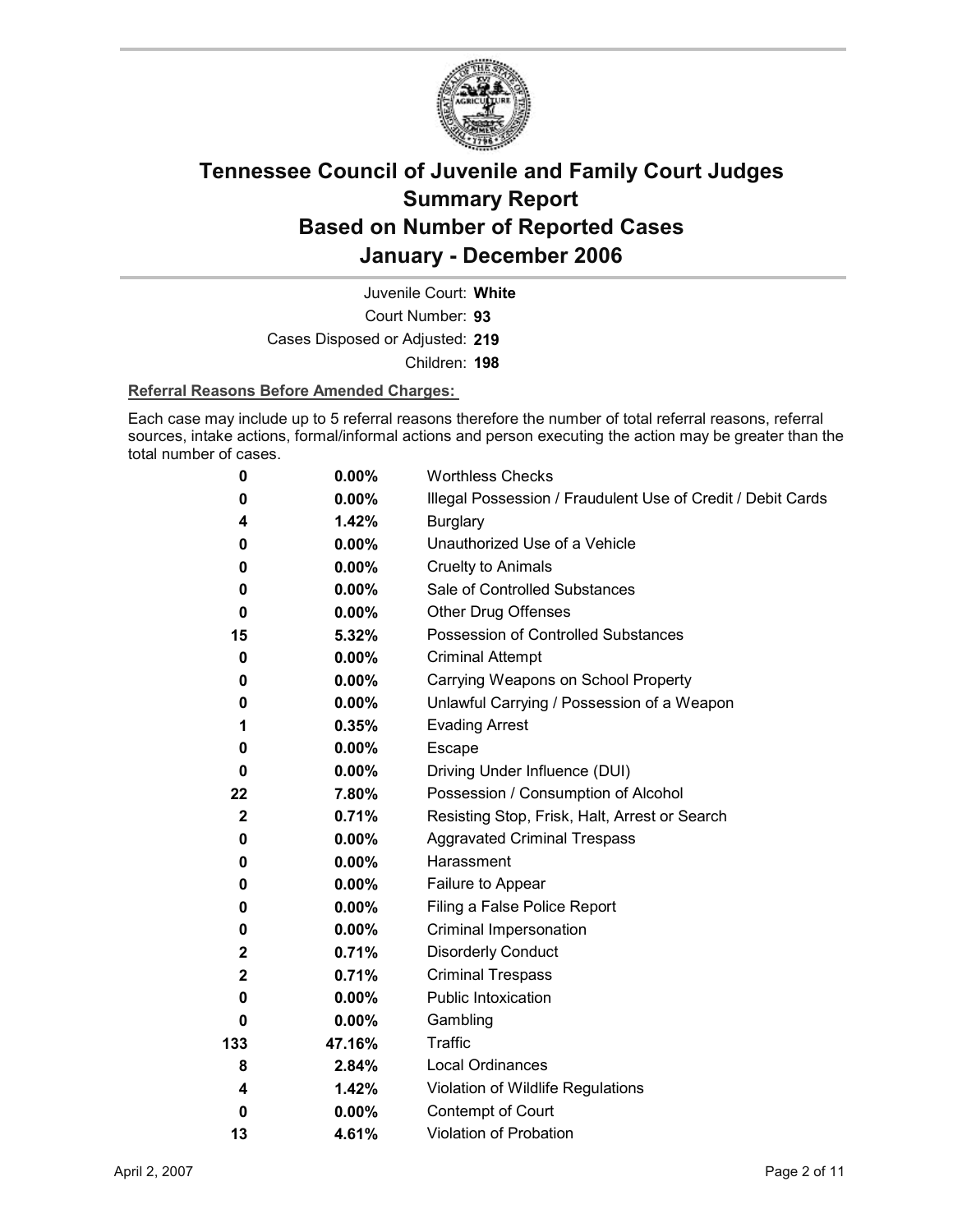# Tennessee Council of Juvenile and Family Court Judges
## Summary Report
## Based on Number of Reported Cases
## January - December 2006

Juvenile Court: **White**

Court Number: **93**

Cases Disposed or Adjusted: **219**

Children: **198**

**Referral Reasons Before Amended Charges:**

Each case may include up to 5 referral reasons therefore the number of total referral reasons, referral sources, intake actions, formal/informal actions and person executing the action may be greater than the total number of cases.

| Count | Percent | Referral Reason |
|---|---|---|
| 0 | 0.00% | Worthless Checks |
| 0 | 0.00% | Illegal Possession / Fraudulent Use of Credit / Debit Cards |
| 4 | 1.42% | Burglary |
| 0 | 0.00% | Unauthorized Use of a Vehicle |
| 0 | 0.00% | Cruelty to Animals |
| 0 | 0.00% | Sale of Controlled Substances |
| 0 | 0.00% | Other Drug Offenses |
| 15 | 5.32% | Possession of Controlled Substances |
| 0 | 0.00% | Criminal Attempt |
| 0 | 0.00% | Carrying Weapons on School Property |
| 0 | 0.00% | Unlawful Carrying / Possession of a Weapon |
| 1 | 0.35% | Evading Arrest |
| 0 | 0.00% | Escape |
| 0 | 0.00% | Driving Under Influence (DUI) |
| 22 | 7.80% | Possession / Consumption of Alcohol |
| 2 | 0.71% | Resisting Stop, Frisk, Halt, Arrest or Search |
| 0 | 0.00% | Aggravated Criminal Trespass |
| 0 | 0.00% | Harassment |
| 0 | 0.00% | Failure to Appear |
| 0 | 0.00% | Filing a False Police Report |
| 0 | 0.00% | Criminal Impersonation |
| 2 | 0.71% | Disorderly Conduct |
| 2 | 0.71% | Criminal Trespass |
| 0 | 0.00% | Public Intoxication |
| 0 | 0.00% | Gambling |
| 133 | 47.16% | Traffic |
| 8 | 2.84% | Local Ordinances |
| 4 | 1.42% | Violation of Wildlife Regulations |
| 0 | 0.00% | Contempt of Court |
| 13 | 4.61% | Violation of Probation |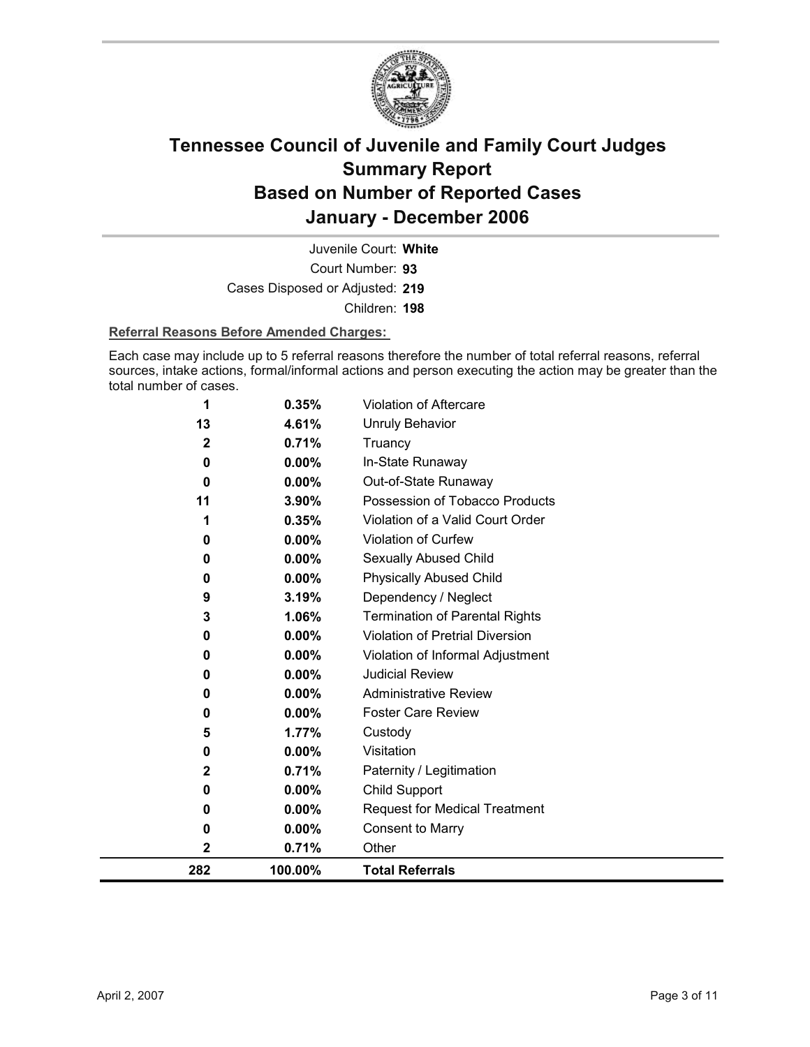# Tennessee Council of Juvenile and Family Court Judges
# Summary Report
# Based on Number of Reported Cases
# January - December 2006

Juvenile Court: **White**

Court Number: **93**

Cases Disposed or Adjusted: **219**

Children: **198**

**Referral Reasons Before Amended Charges:**

Each case may include up to 5 referral reasons therefore the number of total referral reasons, referral sources, intake actions, formal/informal actions and person executing the action may be greater than the total number of cases.

| Count | Percent | Referral Reason |
|---|---|---|
| 1 | 0.35% | Violation of Aftercare |
| 13 | 4.61% | Unruly Behavior |
| 2 | 0.71% | Truancy |
| 0 | 0.00% | In-State Runaway |
| 0 | 0.00% | Out-of-State Runaway |
| 11 | 3.90% | Possession of Tobacco Products |
| 1 | 0.35% | Violation of a Valid Court Order |
| 0 | 0.00% | Violation of Curfew |
| 0 | 0.00% | Sexually Abused Child |
| 0 | 0.00% | Physically Abused Child |
| 9 | 3.19% | Dependency / Neglect |
| 3 | 1.06% | Termination of Parental Rights |
| 0 | 0.00% | Violation of Pretrial Diversion |
| 0 | 0.00% | Violation of Informal Adjustment |
| 0 | 0.00% | Judicial Review |
| 0 | 0.00% | Administrative Review |
| 0 | 0.00% | Foster Care Review |
| 5 | 1.77% | Custody |
| 0 | 0.00% | Visitation |
| 2 | 0.71% | Paternity / Legitimation |
| 0 | 0.00% | Child Support |
| 0 | 0.00% | Request for Medical Treatment |
| 0 | 0.00% | Consent to Marry |
| 2 | 0.71% | Other |
| **282** | **100.00%** | **Total Referrals** |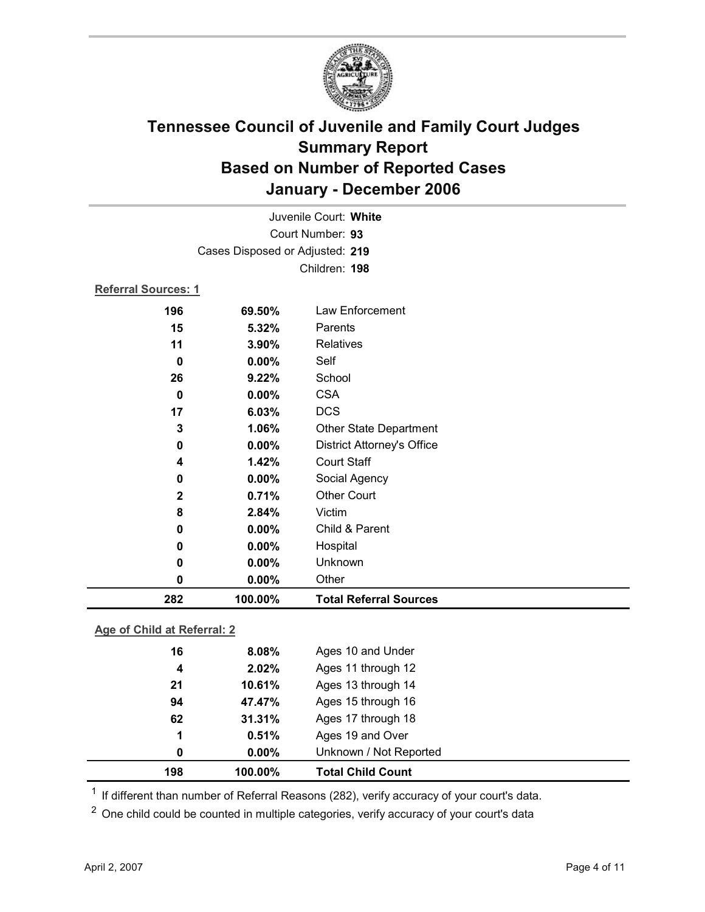# Tennessee Council of Juvenile and Family Court Judges
## Summary Report
## Based on Number of Reported Cases
## January - December 2006

Juvenile Court: **White**
Court Number: **93**
Cases Disposed or Adjusted: **219**
Children: **198**

**Referral Sources: 1**

| Count | Percent | Source |
|---|---|---|
| 196 | 69.50% | Law Enforcement |
| 15 | 5.32% | Parents |
| 11 | 3.90% | Relatives |
| 0 | 0.00% | Self |
| 26 | 9.22% | School |
| 0 | 0.00% | CSA |
| 17 | 6.03% | DCS |
| 3 | 1.06% | Other State Department |
| 0 | 0.00% | District Attorney's Office |
| 4 | 1.42% | Court Staff |
| 0 | 0.00% | Social Agency |
| 2 | 0.71% | Other Court |
| 8 | 2.84% | Victim |
| 0 | 0.00% | Child & Parent |
| 0 | 0.00% | Hospital |
| 0 | 0.00% | Unknown |
| 0 | 0.00% | Other |
| **282** | **100.00%** | **Total Referral Sources** |

**Age of Child at Referral: 2**

| Count | Percent | Age |
|---|---|---|
| 16 | 8.08% | Ages 10 and Under |
| 4 | 2.02% | Ages 11 through 12 |
| 21 | 10.61% | Ages 13 through 14 |
| 94 | 47.47% | Ages 15 through 16 |
| 62 | 31.31% | Ages 17 through 18 |
| 1 | 0.51% | Ages 19 and Over |
| 0 | 0.00% | Unknown / Not Reported |
| **198** | **100.00%** | **Total Child Count** |

[1] If different than number of Referral Reasons (282), verify accuracy of your court's data.

[2] One child could be counted in multiple categories, verify accuracy of your court's data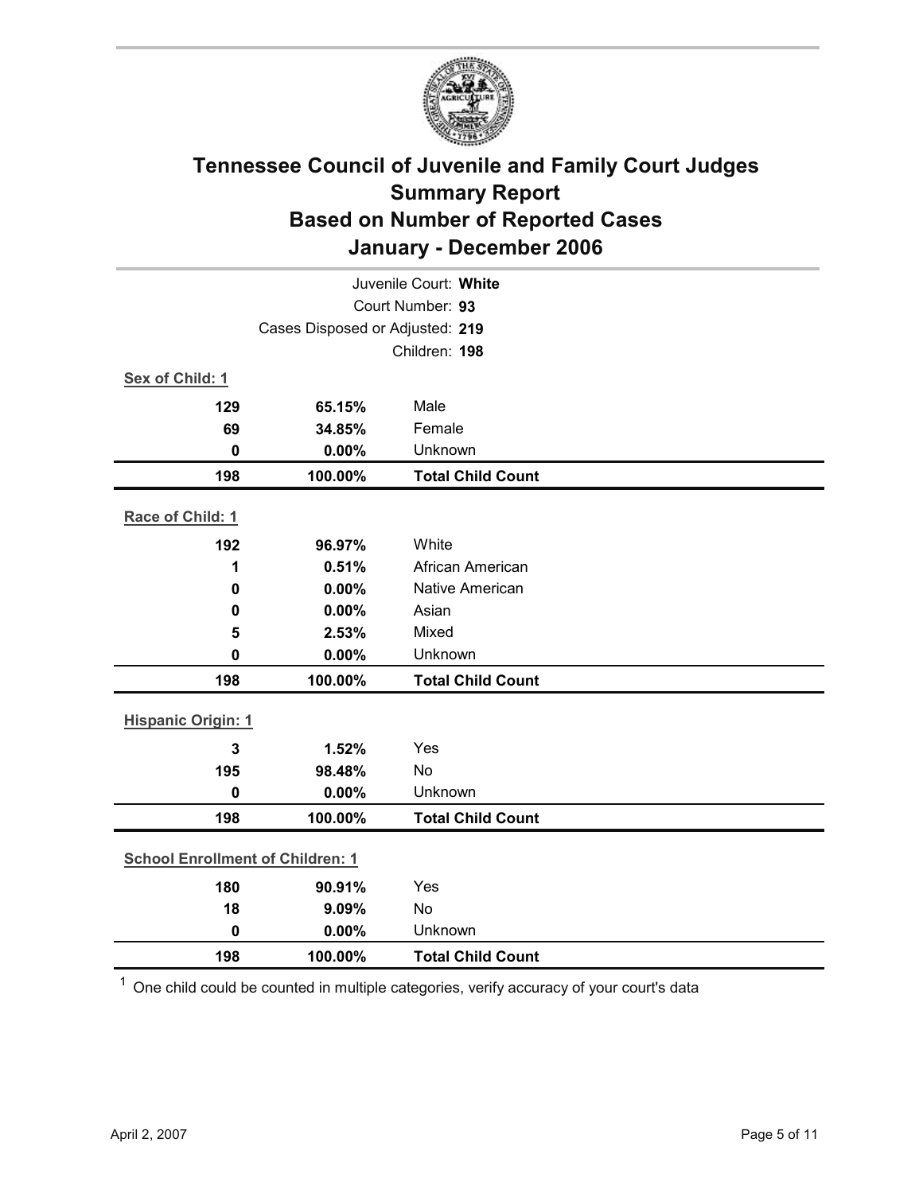# Tennessee Council of Juvenile and Family Court Judges
## Summary Report
## Based on Number of Reported Cases
## January - December 2006

Juvenile Court: **White**
Court Number: **93**
Cases Disposed or Adjusted: **219**
Children: **198**

**Sex of Child: 1**

| | | |
|---|---|---|
| 129 | 65.15% | Male |
| 69 | 34.85% | Female |
| 0 | 0.00% | Unknown |
| **198** | **100.00%** | **Total Child Count** |

**Race of Child: 1**

| | | |
|---|---|---|
| 192 | 96.97% | White |
| 1 | 0.51% | African American |
| 0 | 0.00% | Native American |
| 0 | 0.00% | Asian |
| 5 | 2.53% | Mixed |
| 0 | 0.00% | Unknown |
| **198** | **100.00%** | **Total Child Count** |

**Hispanic Origin: 1**

| | | |
|---|---|---|
| 3 | 1.52% | Yes |
| 195 | 98.48% | No |
| 0 | 0.00% | Unknown |
| **198** | **100.00%** | **Total Child Count** |

**School Enrollment of Children: 1**

| | | |
|---|---|---|
| 180 | 90.91% | Yes |
| 18 | 9.09% | No |
| 0 | 0.00% | Unknown |
| **198** | **100.00%** | **Total Child Count** |

[1] One child could be counted in multiple categories, verify accuracy of your court's data

April 2, 2007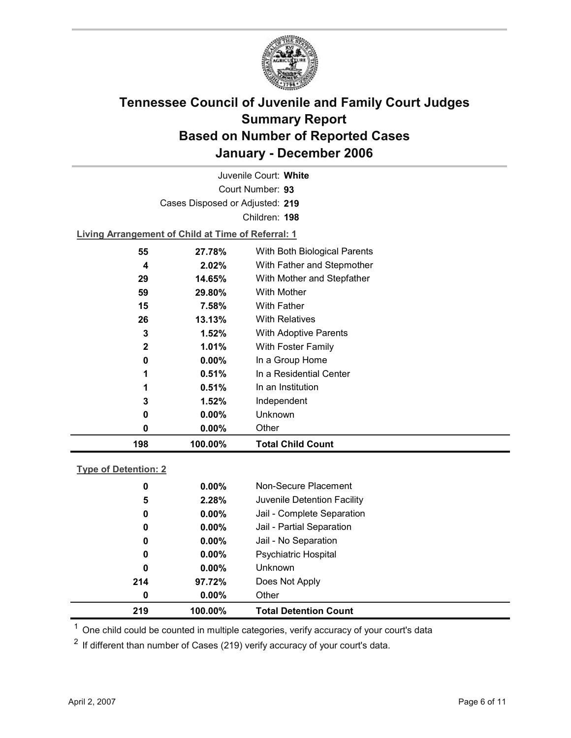# Tennessee Council of Juvenile and Family Court Judges
# Summary Report
# Based on Number of Reported Cases
# January - December 2006

Juvenile Court: **White**

Court Number: **93**

Cases Disposed or Adjusted: **219**

Children: **198**

**Living Arrangement of Child at Time of Referral: 1**

| Count | Percent | Category |
|---|---|---|
| 55 | 27.78% | With Both Biological Parents |
| 4 | 2.02% | With Father and Stepmother |
| 29 | 14.65% | With Mother and Stepfather |
| 59 | 29.80% | With Mother |
| 15 | 7.58% | With Father |
| 26 | 13.13% | With Relatives |
| 3 | 1.52% | With Adoptive Parents |
| 2 | 1.01% | With Foster Family |
| 0 | 0.00% | In a Group Home |
| 1 | 0.51% | In a Residential Center |
| 1 | 0.51% | In an Institution |
| 3 | 1.52% | Independent |
| 0 | 0.00% | Unknown |
| 0 | 0.00% | Other |
| **198** | **100.00%** | **Total Child Count** |

**Type of Detention: 2**

| Count | Percent | Category |
|---|---|---|
| 0 | 0.00% | Non-Secure Placement |
| 5 | 2.28% | Juvenile Detention Facility |
| 0 | 0.00% | Jail - Complete Separation |
| 0 | 0.00% | Jail - Partial Separation |
| 0 | 0.00% | Jail - No Separation |
| 0 | 0.00% | Psychiatric Hospital |
| 0 | 0.00% | Unknown |
| 214 | 97.72% | Does Not Apply |
| 0 | 0.00% | Other |
| **219** | **100.00%** | **Total Detention Count** |

[1] One child could be counted in multiple categories, verify accuracy of your court's data

[2] If different than number of Cases (219) verify accuracy of your court's data.

April 2, 2007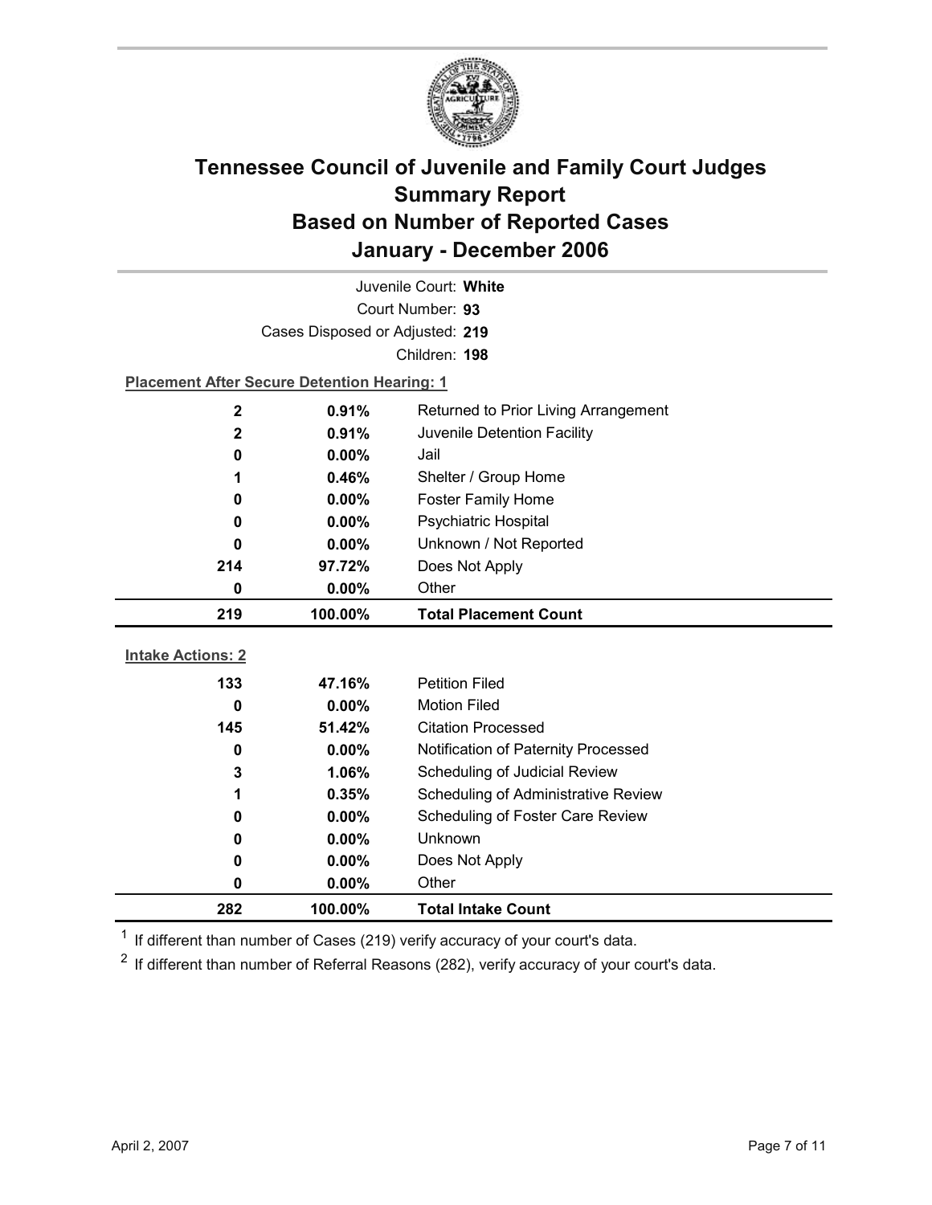# Tennessee Council of Juvenile and Family Court Judges
## Summary Report
## Based on Number of Reported Cases
## January - December 2006

Juvenile Court: **White**

Court Number: **93**

Cases Disposed or Adjusted: **219**

Children: **198**

**Placement After Secure Detention Hearing: 1**

| Count | Percent | Placement |
|---|---|---|
| 2 | 0.91% | Returned to Prior Living Arrangement |
| 2 | 0.91% | Juvenile Detention Facility |
| 0 | 0.00% | Jail |
| 1 | 0.46% | Shelter / Group Home |
| 0 | 0.00% | Foster Family Home |
| 0 | 0.00% | Psychiatric Hospital |
| 0 | 0.00% | Unknown / Not Reported |
| 214 | 97.72% | Does Not Apply |
| 0 | 0.00% | Other |
| **219** | **100.00%** | **Total Placement Count** |

**Intake Actions: 2**

| Count | Percent | Intake Action |
|---|---|---|
| 133 | 47.16% | Petition Filed |
| 0 | 0.00% | Motion Filed |
| 145 | 51.42% | Citation Processed |
| 0 | 0.00% | Notification of Paternity Processed |
| 3 | 1.06% | Scheduling of Judicial Review |
| 1 | 0.35% | Scheduling of Administrative Review |
| 0 | 0.00% | Scheduling of Foster Care Review |
| 0 | 0.00% | Unknown |
| 0 | 0.00% | Does Not Apply |
| 0 | 0.00% | Other |
| **282** | **100.00%** | **Total Intake Count** |

[1] If different than number of Cases (219) verify accuracy of your court's data.

[2] If different than number of Referral Reasons (282), verify accuracy of your court's data.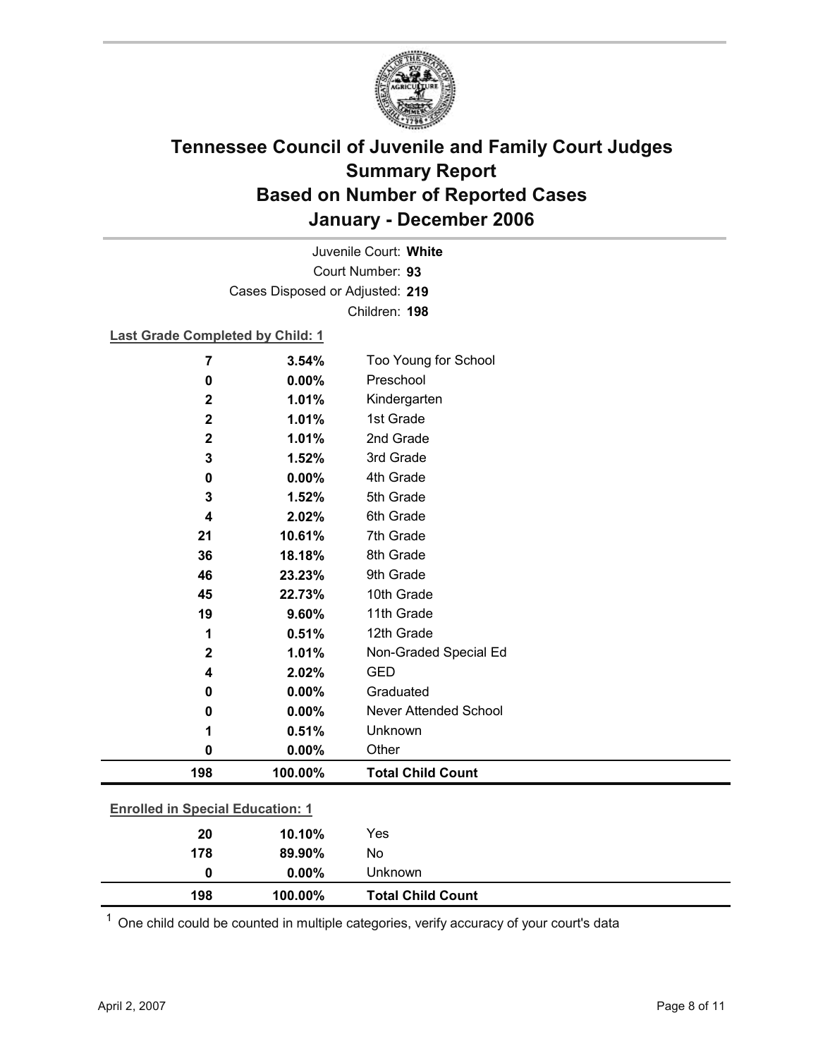# Tennessee Council of Juvenile and Family Court Judges
## Summary Report
## Based on Number of Reported Cases
## January - December 2006

Juvenile Court: **White**

Court Number: **93**

Cases Disposed or Adjusted: **219**

Children: **198**

**Last Grade Completed by Child: 1**

| Count | Percent | Category |
|---|---|---|
| 7 | 3.54% | Too Young for School |
| 0 | 0.00% | Preschool |
| 2 | 1.01% | Kindergarten |
| 2 | 1.01% | 1st Grade |
| 2 | 1.01% | 2nd Grade |
| 3 | 1.52% | 3rd Grade |
| 0 | 0.00% | 4th Grade |
| 3 | 1.52% | 5th Grade |
| 4 | 2.02% | 6th Grade |
| 21 | 10.61% | 7th Grade |
| 36 | 18.18% | 8th Grade |
| 46 | 23.23% | 9th Grade |
| 45 | 22.73% | 10th Grade |
| 19 | 9.60% | 11th Grade |
| 1 | 0.51% | 12th Grade |
| 2 | 1.01% | Non-Graded Special Ed |
| 4 | 2.02% | GED |
| 0 | 0.00% | Graduated |
| 0 | 0.00% | Never Attended School |
| 1 | 0.51% | Unknown |
| 0 | 0.00% | Other |
| **198** | **100.00%** | **Total Child Count** |

**Enrolled in Special Education: 1**

| Count | Percent | Category |
|---|---|---|
| 20 | 10.10% | Yes |
| 178 | 89.90% | No |
| 0 | 0.00% | Unknown |
| **198** | **100.00%** | **Total Child Count** |

[1] One child could be counted in multiple categories, verify accuracy of your court's data

April 2, 2007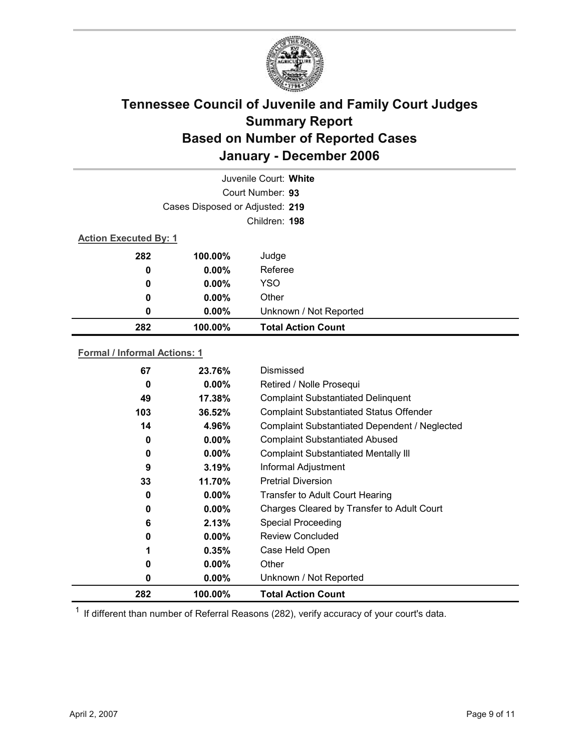# Tennessee Council of Juvenile and Family Court Judges
# Summary Report
# Based on Number of Reported Cases
# January - December 2006

Juvenile Court: **White**

Court Number: **93**

Cases Disposed or Adjusted: **219**

Children: **198**

**Action Executed By: 1**

| Count | Percent | Action Executed By |
|---|---|---|
| 282 | 100.00% | Judge |
| 0 | 0.00% | Referee |
| 0 | 0.00% | YSO |
| 0 | 0.00% | Other |
| 0 | 0.00% | Unknown / Not Reported |
| **282** | **100.00%** | **Total Action Count** |

**Formal / Informal Actions: 1**

| Count | Percent | Action |
|---|---|---|
| 67 | 23.76% | Dismissed |
| 0 | 0.00% | Retired / Nolle Prosequi |
| 49 | 17.38% | Complaint Substantiated Delinquent |
| 103 | 36.52% | Complaint Substantiated Status Offender |
| 14 | 4.96% | Complaint Substantiated Dependent / Neglected |
| 0 | 0.00% | Complaint Substantiated Abused |
| 0 | 0.00% | Complaint Substantiated Mentally Ill |
| 9 | 3.19% | Informal Adjustment |
| 33 | 11.70% | Pretrial Diversion |
| 0 | 0.00% | Transfer to Adult Court Hearing |
| 0 | 0.00% | Charges Cleared by Transfer to Adult Court |
| 6 | 2.13% | Special Proceeding |
| 0 | 0.00% | Review Concluded |
| 1 | 0.35% | Case Held Open |
| 0 | 0.00% | Other |
| 0 | 0.00% | Unknown / Not Reported |
| **282** | **100.00%** | **Total Action Count** |

[1] If different than number of Referral Reasons (282), verify accuracy of your court's data.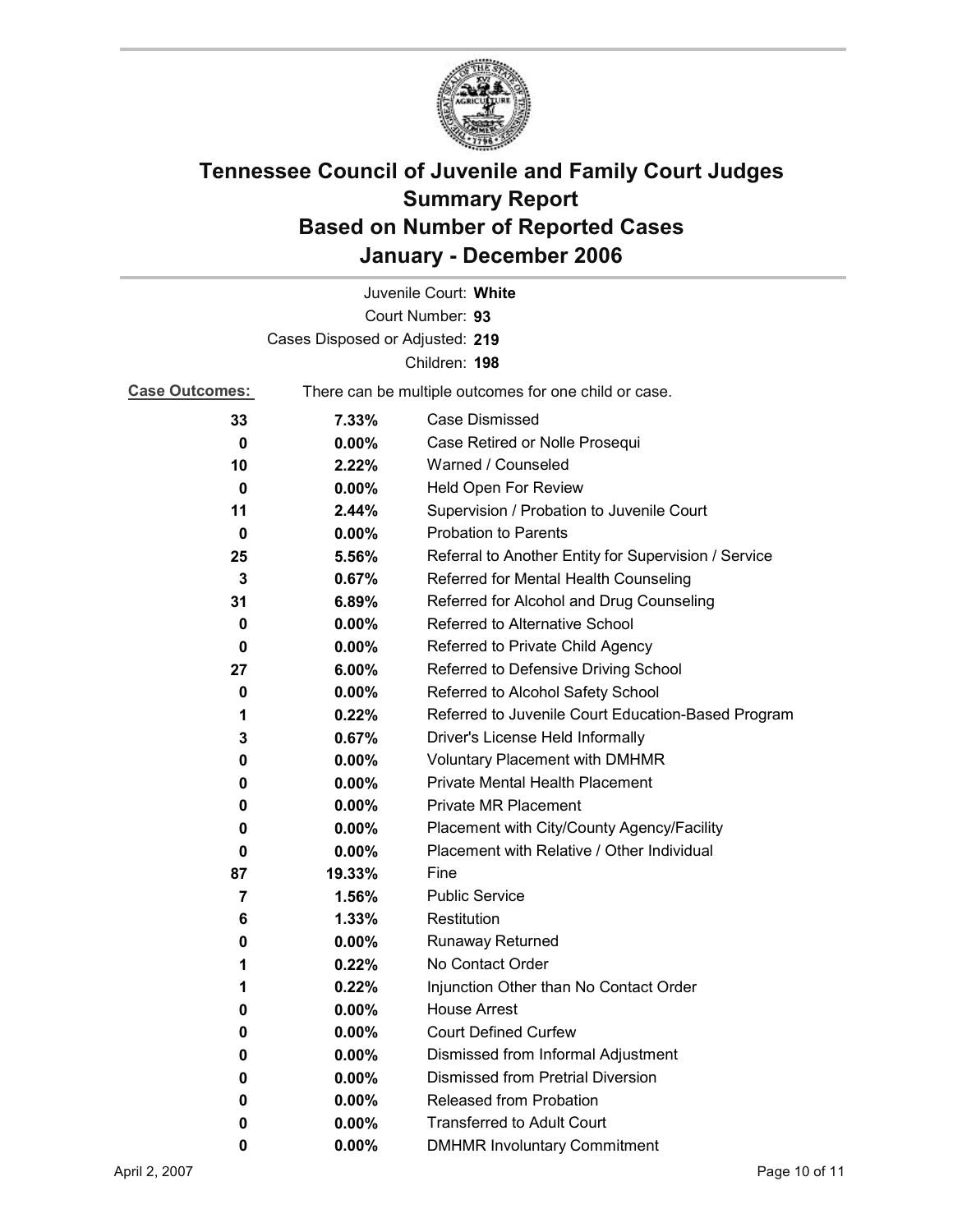# Tennessee Council of Juvenile and Family Court Judges
# Summary Report
# Based on Number of Reported Cases
# January - December 2006

Juvenile Court: **White**
Court Number: **93**
Cases Disposed or Adjusted: **219**
Children: **198**

**Case Outcomes:** There can be multiple outcomes for one child or case.

| Count | Percent | Outcome |
|---|---|---|
| 33 | 7.33% | Case Dismissed |
| 0 | 0.00% | Case Retired or Nolle Prosequi |
| 10 | 2.22% | Warned / Counseled |
| 0 | 0.00% | Held Open For Review |
| 11 | 2.44% | Supervision / Probation to Juvenile Court |
| 0 | 0.00% | Probation to Parents |
| 25 | 5.56% | Referral to Another Entity for Supervision / Service |
| 3 | 0.67% | Referred for Mental Health Counseling |
| 31 | 6.89% | Referred for Alcohol and Drug Counseling |
| 0 | 0.00% | Referred to Alternative School |
| 0 | 0.00% | Referred to Private Child Agency |
| 27 | 6.00% | Referred to Defensive Driving School |
| 0 | 0.00% | Referred to Alcohol Safety School |
| 1 | 0.22% | Referred to Juvenile Court Education-Based Program |
| 3 | 0.67% | Driver's License Held Informally |
| 0 | 0.00% | Voluntary Placement with DMHMR |
| 0 | 0.00% | Private Mental Health Placement |
| 0 | 0.00% | Private MR Placement |
| 0 | 0.00% | Placement with City/County Agency/Facility |
| 0 | 0.00% | Placement with Relative / Other Individual |
| 87 | 19.33% | Fine |
| 7 | 1.56% | Public Service |
| 6 | 1.33% | Restitution |
| 0 | 0.00% | Runaway Returned |
| 1 | 0.22% | No Contact Order |
| 1 | 0.22% | Injunction Other than No Contact Order |
| 0 | 0.00% | House Arrest |
| 0 | 0.00% | Court Defined Curfew |
| 0 | 0.00% | Dismissed from Informal Adjustment |
| 0 | 0.00% | Dismissed from Pretrial Diversion |
| 0 | 0.00% | Released from Probation |
| 0 | 0.00% | Transferred to Adult Court |
| 0 | 0.00% | DMHMR Involuntary Commitment |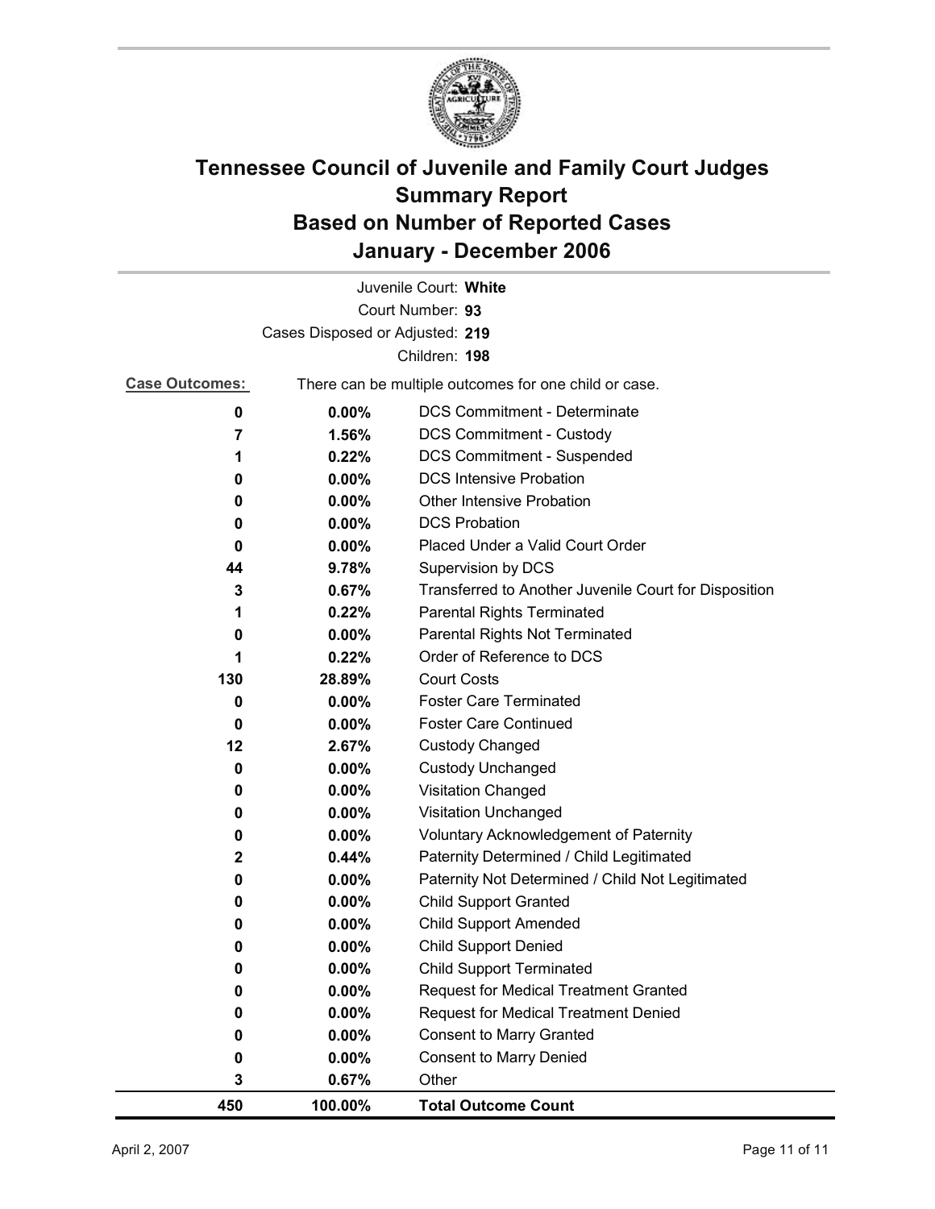# Tennessee Council of Juvenile and Family Court Judges
# Summary Report
# Based on Number of Reported Cases
# January - December 2006

Juvenile Court: **White**

Court Number: **93**

Cases Disposed or Adjusted: **219**

Children: **198**

**Case Outcomes:** There can be multiple outcomes for one child or case.

| | | |
|---|---|---|
| **0** | **0.00%** | DCS Commitment - Determinate |
| **7** | **1.56%** | DCS Commitment - Custody |
| **1** | **0.22%** | DCS Commitment - Suspended |
| **0** | **0.00%** | DCS Intensive Probation |
| **0** | **0.00%** | Other Intensive Probation |
| **0** | **0.00%** | DCS Probation |
| **0** | **0.00%** | Placed Under a Valid Court Order |
| **44** | **9.78%** | Supervision by DCS |
| **3** | **0.67%** | Transferred to Another Juvenile Court for Disposition |
| **1** | **0.22%** | Parental Rights Terminated |
| **0** | **0.00%** | Parental Rights Not Terminated |
| **1** | **0.22%** | Order of Reference to DCS |
| **130** | **28.89%** | Court Costs |
| **0** | **0.00%** | Foster Care Terminated |
| **0** | **0.00%** | Foster Care Continued |
| **12** | **2.67%** | Custody Changed |
| **0** | **0.00%** | Custody Unchanged |
| **0** | **0.00%** | Visitation Changed |
| **0** | **0.00%** | Visitation Unchanged |
| **0** | **0.00%** | Voluntary Acknowledgement of Paternity |
| **2** | **0.44%** | Paternity Determined / Child Legitimated |
| **0** | **0.00%** | Paternity Not Determined / Child Not Legitimated |
| **0** | **0.00%** | Child Support Granted |
| **0** | **0.00%** | Child Support Amended |
| **0** | **0.00%** | Child Support Denied |
| **0** | **0.00%** | Child Support Terminated |
| **0** | **0.00%** | Request for Medical Treatment Granted |
| **0** | **0.00%** | Request for Medical Treatment Denied |
| **0** | **0.00%** | Consent to Marry Granted |
| **0** | **0.00%** | Consent to Marry Denied |
| **3** | **0.67%** | Other |
| **450** | **100.00%** | **Total Outcome Count** |

April 2, 2007